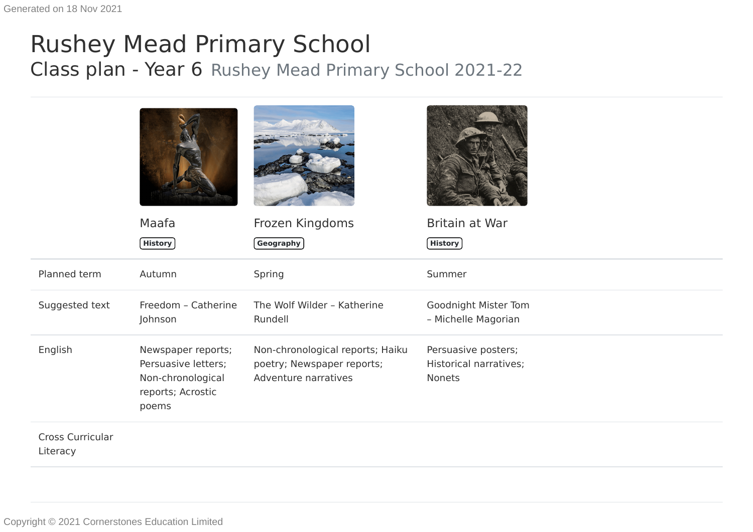Generated on 18 Nov 2021

# Rushey Mead Primary School

## Class plan - Year 6 Rushey Mead Primary School 2021-22

| | Maafa<br>History | Frozen Kingdoms<br>Geography | Britain at War<br>History |
|---|---|---|---|
| Planned term | Autumn | Spring | Summer |
| Suggested text | Freedom – Catherine Johnson | The Wolf Wilder – Katherine Rundell | Goodnight Mister Tom – Michelle Magorian |
| English | Newspaper reports; Persuasive letters; Non-chronological reports; Acrostic poems | Non-chronological reports; Haiku poetry; Newspaper reports; Adventure narratives | Persuasive posters; Historical narratives; Nonets |
| Cross Curricular Literacy | | | |

Copyright © 2021 Cornerstones Education Limited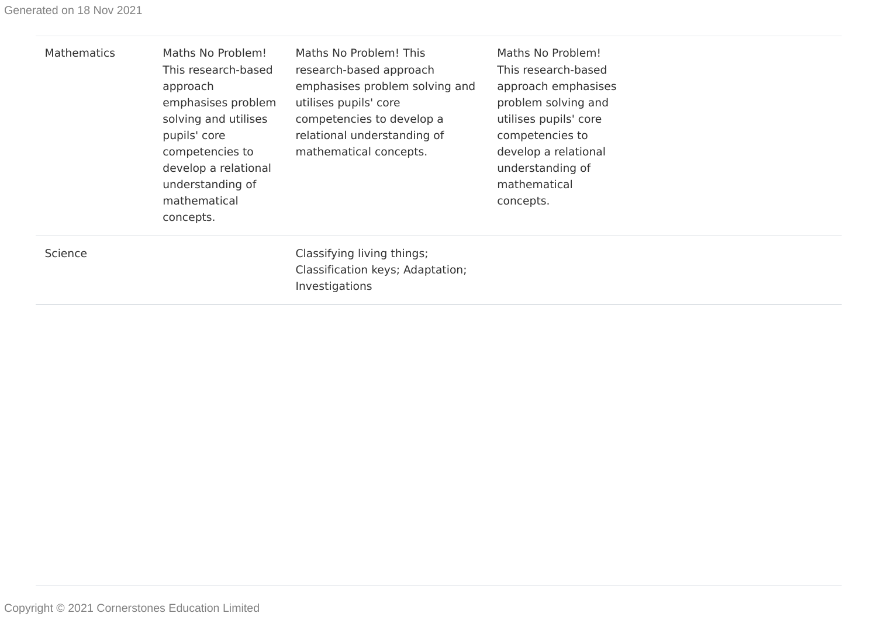| | | | |
|---|---|---|---|
| Mathematics | Maths No Problem! This research-based approach emphasises problem solving and utilises pupils' core competencies to develop a relational understanding of mathematical concepts. | Maths No Problem! This research-based approach emphasises problem solving and utilises pupils' core competencies to develop a relational understanding of mathematical concepts. | Maths No Problem! This research-based approach emphasises problem solving and utilises pupils' core competencies to develop a relational understanding of mathematical concepts. |
| Science | | Classifying living things; Classification keys; Adaptation; Investigations | |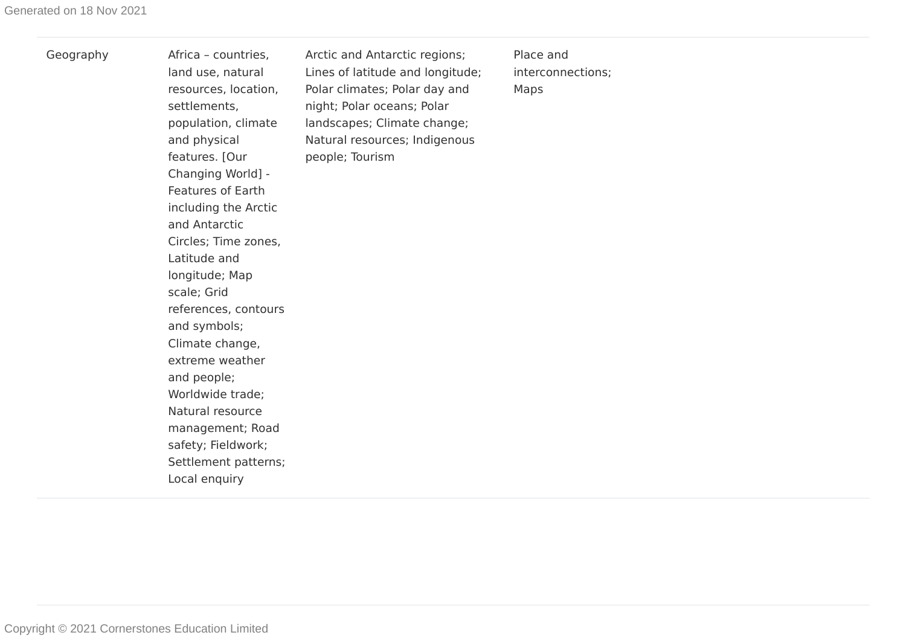| Geography | Africa – countries, land use, natural resources, location, settlements, population, climate and physical features. [Our Changing World] - Features of Earth including the Arctic and Antarctic Circles; Time zones, Latitude and longitude; Map scale; Grid references, contours and symbols; Climate change, extreme weather and people; Worldwide trade; Natural resource management; Road safety; Fieldwork; Settlement patterns; Local enquiry | Arctic and Antarctic regions; Lines of latitude and longitude; Polar climates; Polar day and night; Polar oceans; Polar landscapes; Climate change; Natural resources; Indigenous people; Tourism | Place and interconnections; Maps |
|---|---|---|---|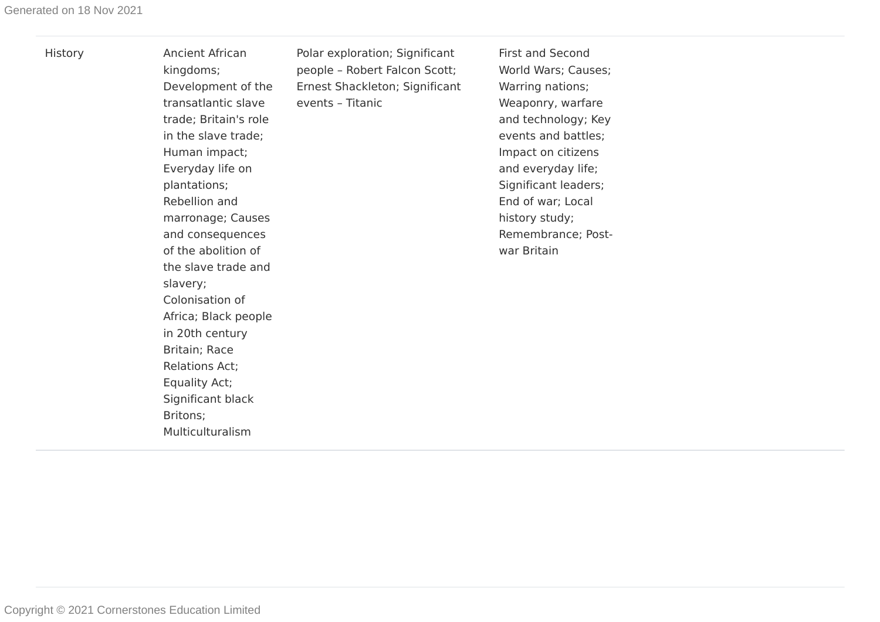| History | Ancient African kingdoms; Development of the transatlantic slave trade; Britain's role in the slave trade; Human impact; Everyday life on plantations; Rebellion and marronage; Causes and consequences of the abolition of the slave trade and slavery; Colonisation of Africa; Black people in 20th century Britain; Race Relations Act; Equality Act; Significant black Britons; Multiculturalism | Polar exploration; Significant people – Robert Falcon Scott; Ernest Shackleton; Significant events – Titanic | First and Second World Wars; Causes; Warring nations; Weaponry, warfare and technology; Key events and battles; Impact on citizens and everyday life; Significant leaders; End of war; Local history study; Remembrance; Post-war Britain |
| --- | --- | --- | --- |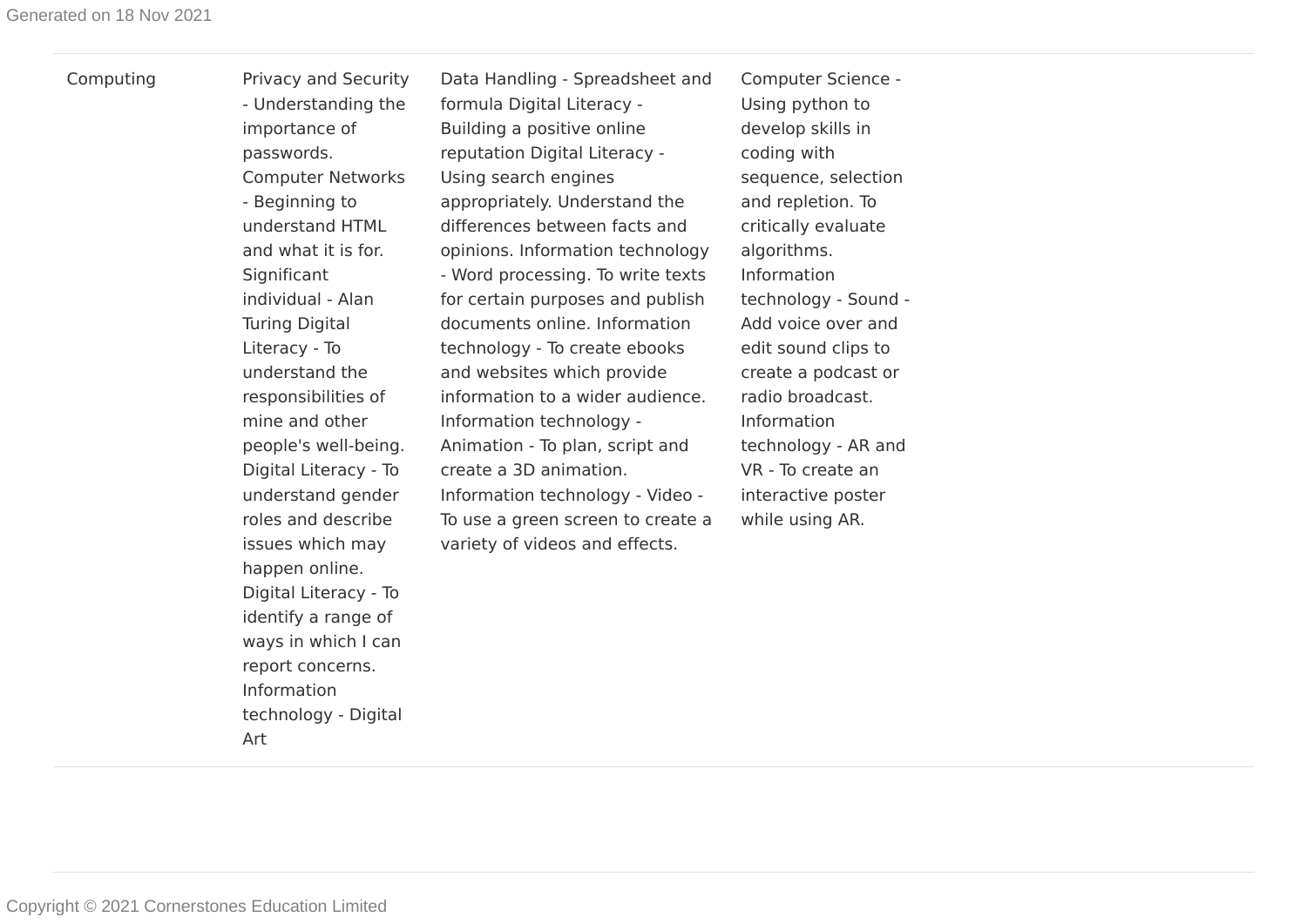| Computing | Privacy and Security - Understanding the importance of passwords. Computer Networks - Beginning to understand HTML and what it is for. Significant individual - Alan Turing Digital Literacy - To understand the responsibilities of mine and other people's well-being. Digital Literacy - To understand gender roles and describe issues which may happen online. Digital Literacy - To identify a range of ways in which I can report concerns. Information technology - Digital Art | Data Handling - Spreadsheet and formula Digital Literacy - Building a positive online reputation Digital Literacy - Using search engines appropriately. Understand the differences between facts and opinions. Information technology - Word processing. To write texts for certain purposes and publish documents online. Information technology - To create ebooks and websites which provide information to a wider audience. Information technology - Animation - To plan, script and create a 3D animation. Information technology - Video - To use a green screen to create a variety of videos and effects. | Computer Science - Using python to develop skills in coding with sequence, selection and repletion. To critically evaluate algorithms. Information technology - Sound - Add voice over and edit sound clips to create a podcast or radio broadcast. Information technology - AR and VR - To create an interactive poster while using AR. |
|---|---|---|---|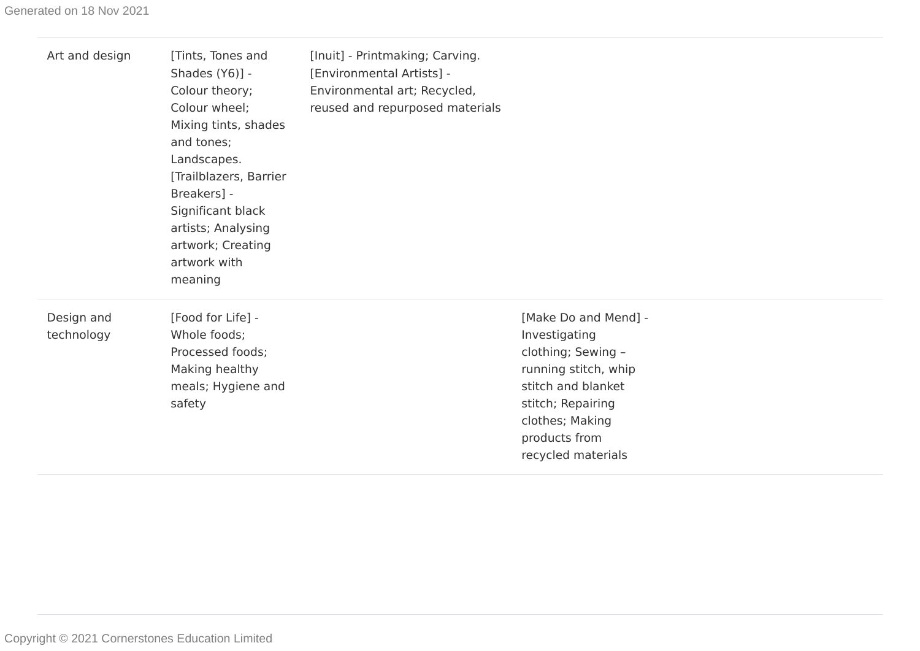| | | | | | | |
|---|---|---|---|---|---|---|
| Art and design | [Tints, Tones and Shades (Y6)] - Colour theory; Colour wheel; Mixing tints, shades and tones; Landscapes. [Trailblazers, Barrier Breakers] - Significant black artists; Analysing artwork; Creating artwork with meaning | [Inuit] - Printmaking; Carving. [Environmental Artists] - Environmental art; Recycled, reused and repurposed materials | | | | |
| Design and technology | [Food for Life] - Whole foods; Processed foods; Making healthy meals; Hygiene and safety | | [Make Do and Mend] - Investigating clothing; Sewing – running stitch, whip stitch and blanket stitch; Repairing clothes; Making products from recycled materials | | | |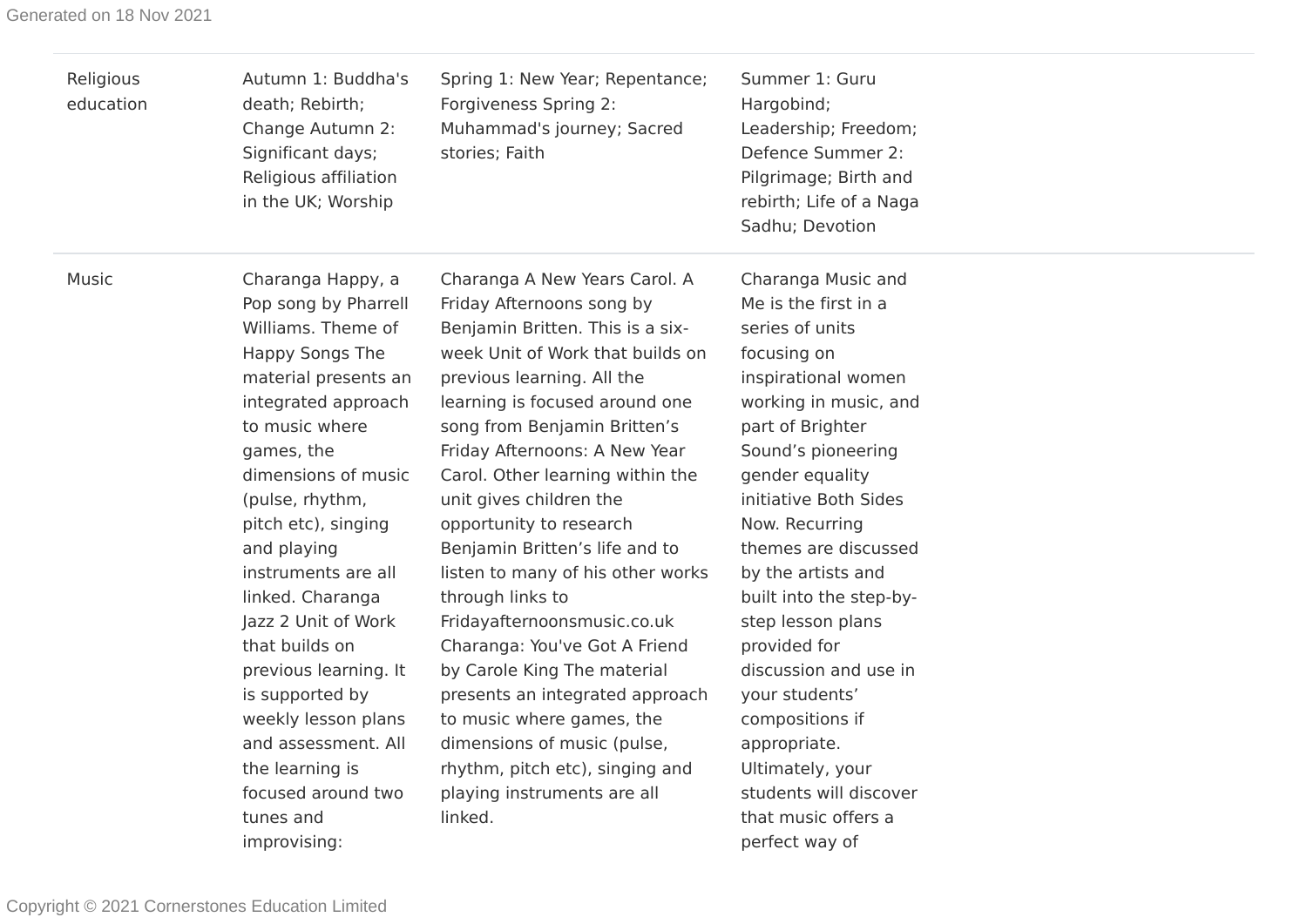| | | | |
|---|---|---|---|
| Religious education | Autumn 1: Buddha's death; Rebirth; Change Autumn 2: Significant days; Religious affiliation in the UK; Worship | Spring 1: New Year; Repentance; Forgiveness Spring 2: Muhammad's journey; Sacred stories; Faith | Summer 1: Guru Hargobind; Leadership; Freedom; Defence Summer 2: Pilgrimage; Birth and rebirth; Life of a Naga Sadhu; Devotion |
| Music | Charanga Happy, a Pop song by Pharrell Williams. Theme of Happy Songs The material presents an integrated approach to music where games, the dimensions of music (pulse, rhythm, pitch etc), singing and playing instruments are all linked. Charanga Jazz 2 Unit of Work that builds on previous learning. It is supported by weekly lesson plans and assessment. All the learning is focused around two tunes and improvising: | Charanga A New Years Carol. A Friday Afternoons song by Benjamin Britten. This is a six-week Unit of Work that builds on previous learning. All the learning is focused around one song from Benjamin Britten's Friday Afternoons: A New Year Carol. Other learning within the unit gives children the opportunity to research Benjamin Britten's life and to listen to many of his other works through links to Fridayafternoonsmusic.co.uk Charanga: You've Got A Friend by Carole King The material presents an integrated approach to music where games, the dimensions of music (pulse, rhythm, pitch etc), singing and playing instruments are all linked. | Charanga Music and Me is the first in a series of units focusing on inspirational women working in music, and part of Brighter Sound's pioneering gender equality initiative Both Sides Now. Recurring themes are discussed by the artists and built into the step-by-step lesson plans provided for discussion and use in your students' compositions if appropriate. Ultimately, your students will discover that music offers a perfect way of |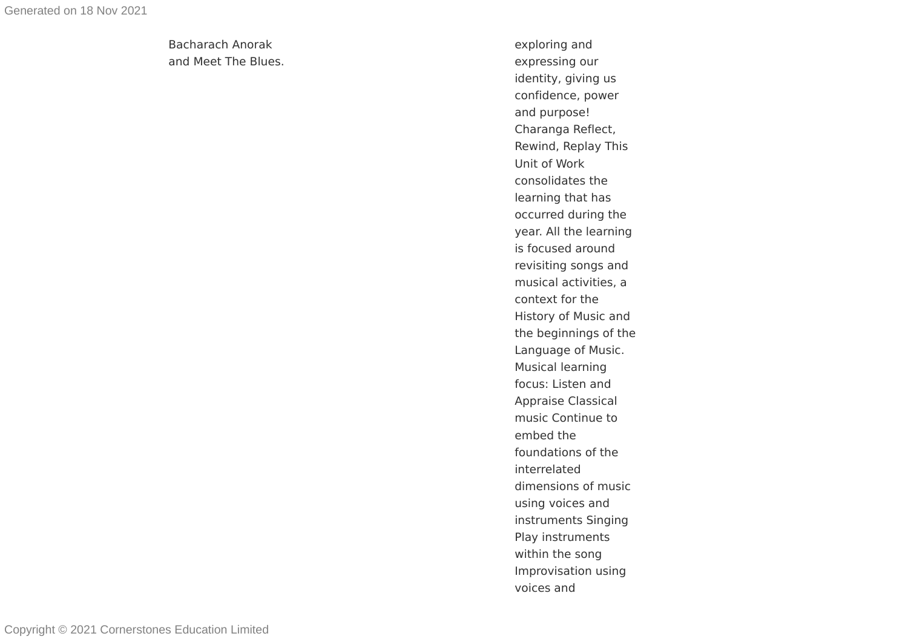Bacharach Anorak and Meet The Blues.

exploring and expressing our identity, giving us confidence, power and purpose! Charanga Reflect, Rewind, Replay This Unit of Work consolidates the learning that has occurred during the year. All the learning is focused around revisiting songs and musical activities, a context for the History of Music and the beginnings of the Language of Music. Musical learning focus: Listen and Appraise Classical music Continue to embed the foundations of the interrelated dimensions of music using voices and instruments Singing Play instruments within the song Improvisation using voices and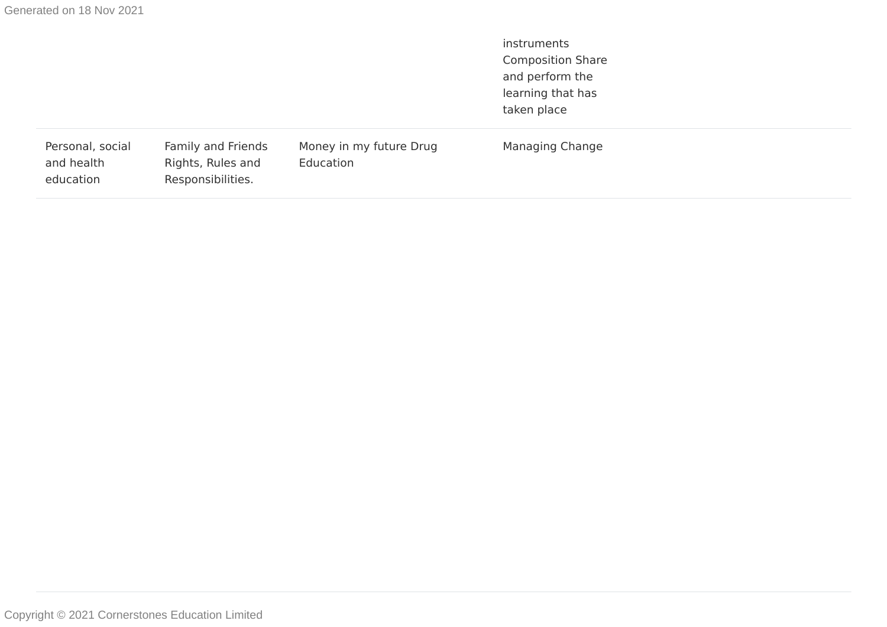| | | | | |
|---|---|---|---|---|
| | | | instruments Composition Share and perform the learning that has taken place | |
| Personal, social and health education | Family and Friends Rights, Rules and Responsibilities. | Money in my future Drug Education | Managing Change | |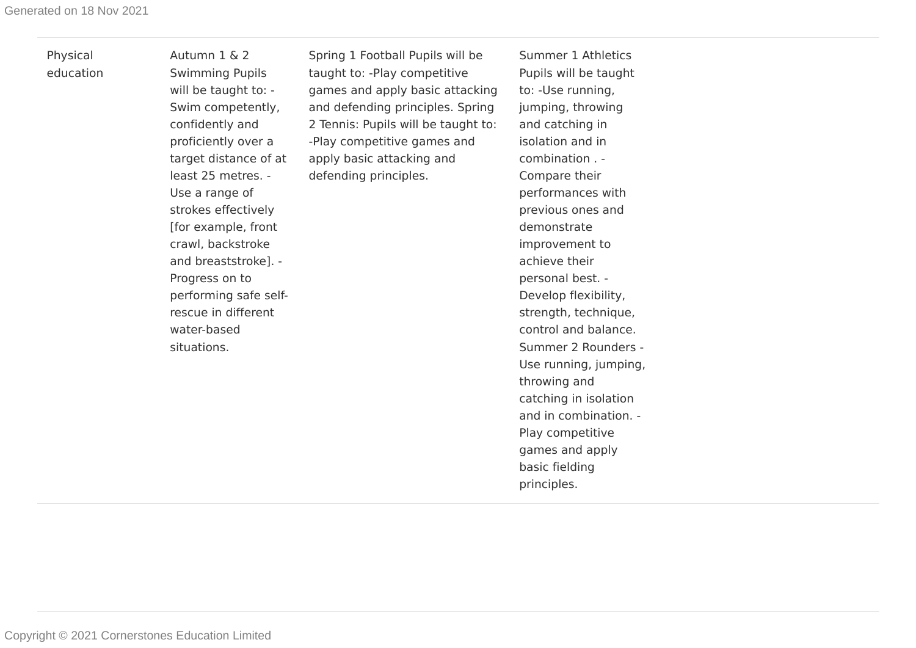| Physical education | Autumn 1 & 2 Swimming Pupils will be taught to: -Swim competently, confidently and proficiently over a target distance of at least 25 metres. -Use a range of strokes effectively [for example, front crawl, backstroke and breaststroke]. -Progress on to performing safe self-rescue in different water-based situations. | Spring 1 Football Pupils will be taught to: -Play competitive games and apply basic attacking and defending principles. Spring 2 Tennis: Pupils will be taught to: -Play competitive games and apply basic attacking and defending principles. | Summer 1 Athletics Pupils will be taught to: -Use running, jumping, throwing and catching in isolation and in combination . -Compare their performances with previous ones and demonstrate improvement to achieve their personal best. -Develop flexibility, strength, technique, control and balance. Summer 2 Rounders -Use running, jumping, throwing and catching in isolation and in combination. -Play competitive games and apply basic fielding principles. |
|---|---|---|---|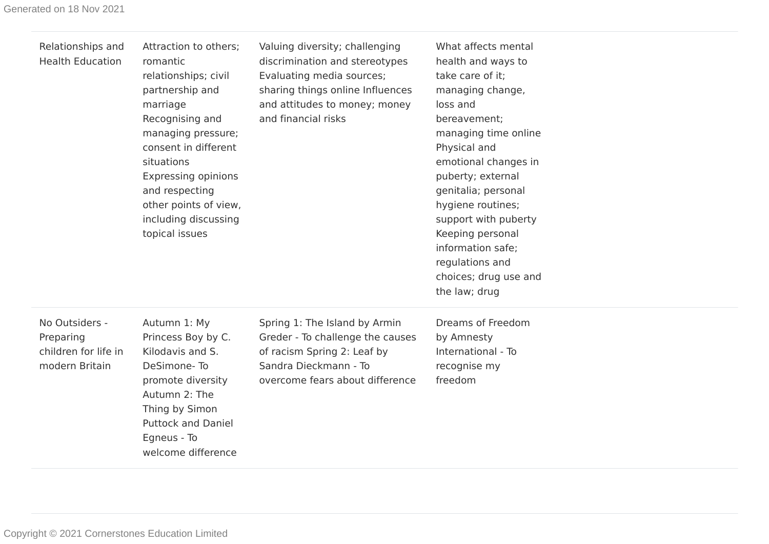| | | | | |
|---|---|---|---|---|
| Relationships and Health Education | Attraction to others; romantic relationships; civil partnership and marriage Recognising and managing pressure; consent in different situations Expressing opinions and respecting other points of view, including discussing topical issues | Valuing diversity; challenging discrimination and stereotypes Evaluating media sources; sharing things online Influences and attitudes to money; money and financial risks | What affects mental health and ways to take care of it; managing change, loss and bereavement; managing time online Physical and emotional changes in puberty; external genitalia; personal hygiene routines; support with puberty Keeping personal information safe; regulations and choices; drug use and the law; drug | |
| No Outsiders - Preparing children for life in modern Britain | Autumn 1: My Princess Boy by C. Kilodavis and S. DeSimone- To promote diversity Autumn 2: The Thing by Simon Puttock and Daniel Egneus - To welcome difference | Spring 1: The Island by Armin Greder - To challenge the causes of racism Spring 2: Leaf by Sandra Dieckmann - To overcome fears about difference | Dreams of Freedom by Amnesty International - To recognise my freedom | |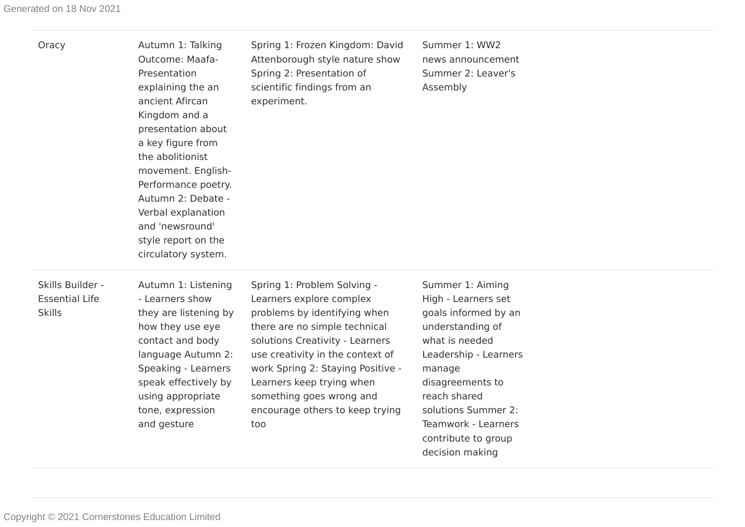| | | | |
|---|---|---|---|
| Oracy | Autumn 1: Talking Outcome: Maafa- Presentation explaining the an ancient Afircan Kingdom and a presentation about a key figure from the abolitionist movement. English- Performance poetry. Autumn 2: Debate - Verbal explanation and 'newsround' style report on the circulatory system. | Spring 1: Frozen Kingdom: David Attenborough style nature show Spring 2: Presentation of scientific findings from an experiment. | Summer 1: WW2 news announcement Summer 2: Leaver's Assembly |
| Skills Builder - Essential Life Skills | Autumn 1: Listening - Learners show they are listening by how they use eye contact and body language Autumn 2: Speaking - Learners speak effectively by using appropriate tone, expression and gesture | Spring 1: Problem Solving - Learners explore complex problems by identifying when there are no simple technical solutions Creativity - Learners use creativity in the context of work Spring 2: Staying Positive - Learners keep trying when something goes wrong and encourage others to keep trying too | Summer 1: Aiming High - Learners set goals informed by an understanding of what is needed Leadership - Learners manage disagreements to reach shared solutions Summer 2: Teamwork - Learners contribute to group decision making |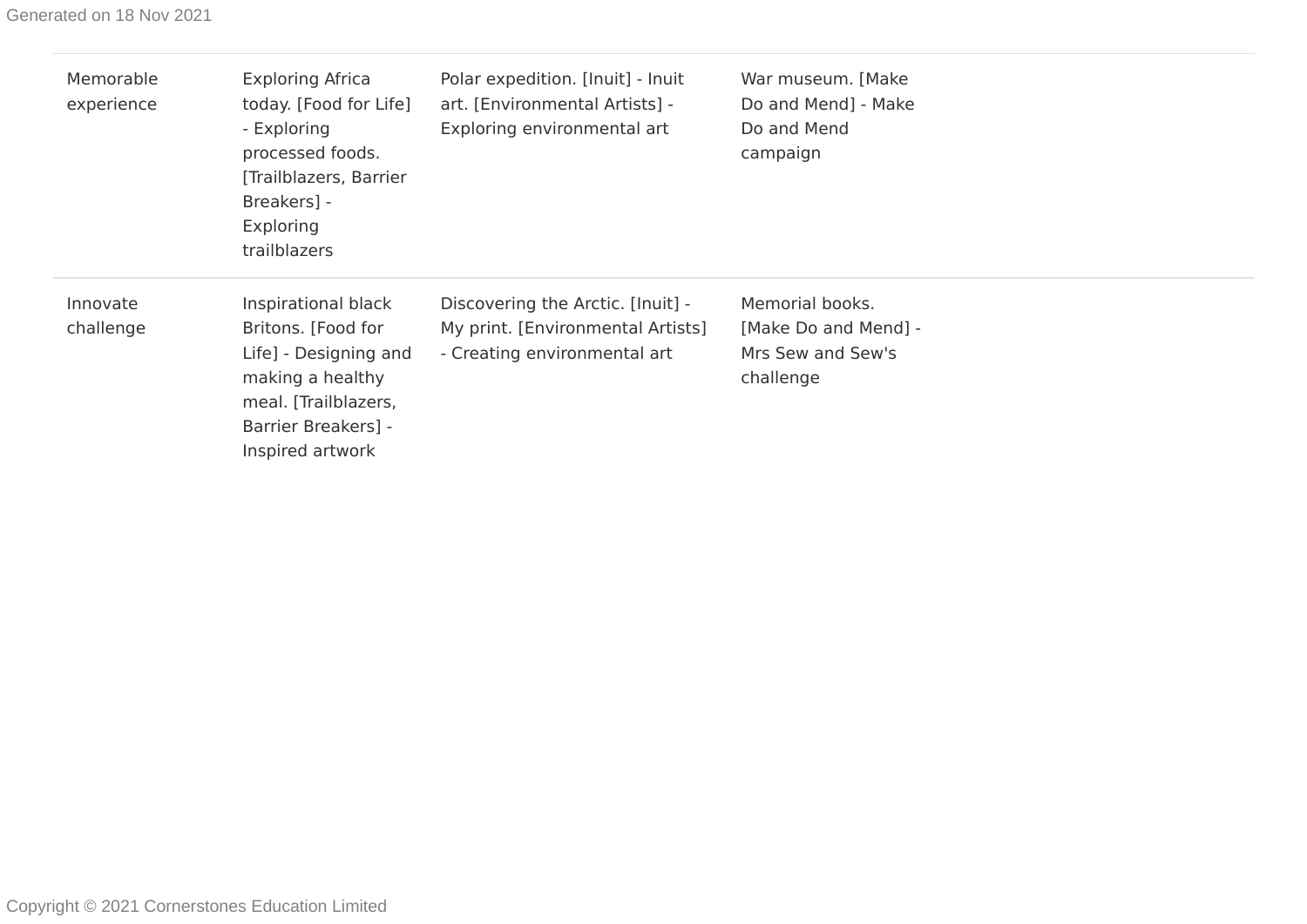| | | | | |
|---|---|---|---|---|
| Memorable experience | Exploring Africa today. [Food for Life] - Exploring processed foods. [Trailblazers, Barrier Breakers] - Exploring trailblazers | Polar expedition. [Inuit] - Inuit art. [Environmental Artists] - Exploring environmental art | War museum. [Make Do and Mend] - Make Do and Mend campaign | |
| Innovate challenge | Inspirational black Britons. [Food for Life] - Designing and making a healthy meal. [Trailblazers, Barrier Breakers] - Inspired artwork | Discovering the Arctic. [Inuit] - My print. [Environmental Artists] - Creating environmental art | Memorial books. [Make Do and Mend] - Mrs Sew and Sew's challenge | |